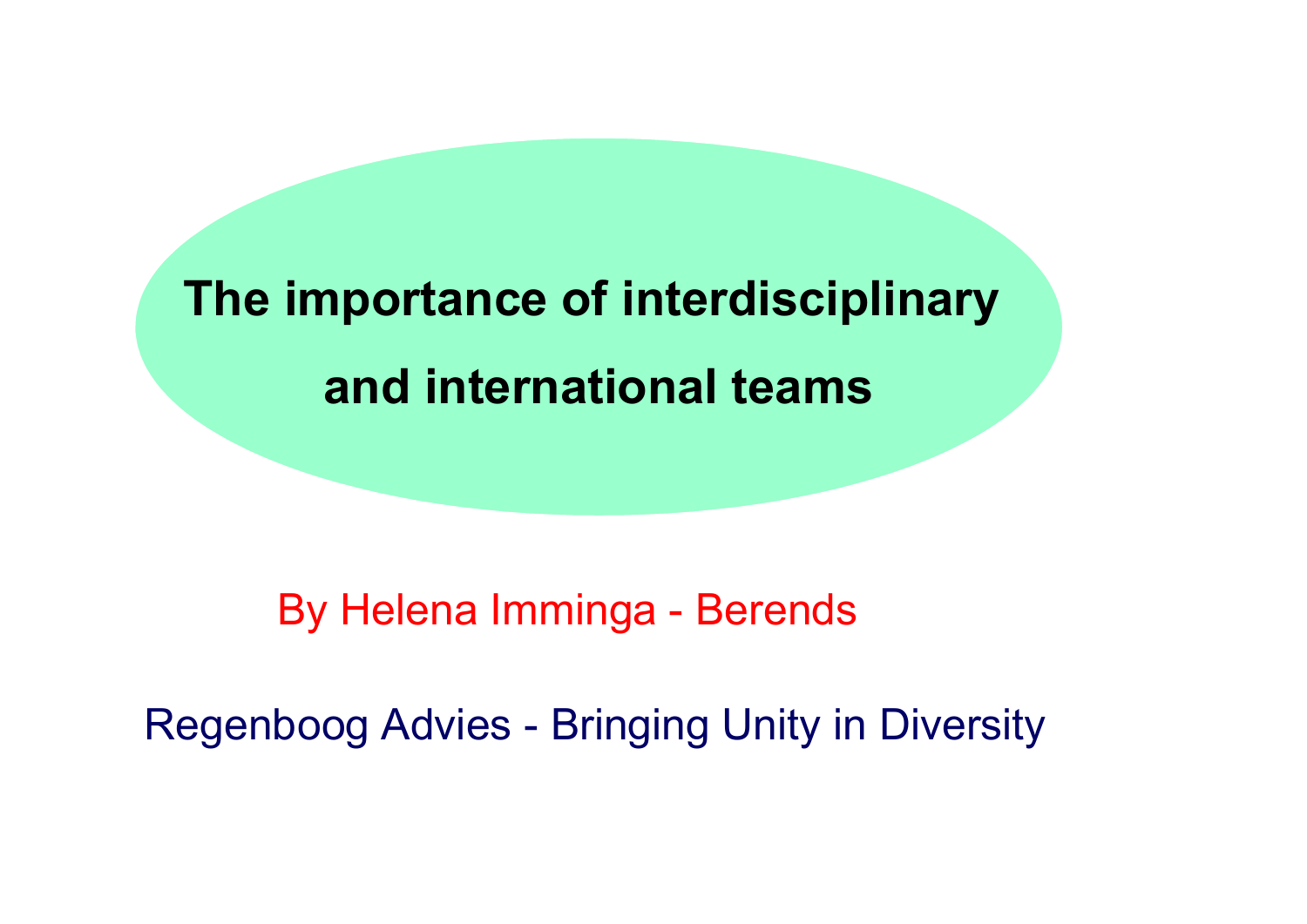# The importance of interdisciplinary and international teams

By Helena Imminga - Berends

Regenboog Advies - Bringing Unity in Diversity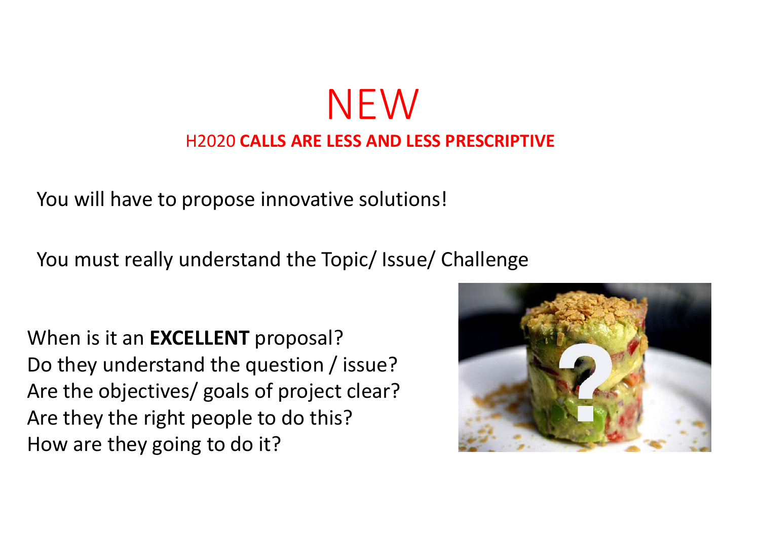# NEW

## H2020 **CALLS ARE LESS AND LESS PRESCRIPTIVE**

You will have to propose innovative solutions!

You must really understand the Topic/ Issue/ Challenge

When is it an **EXCELLENT** proposal?
Do they understand the question / issue?
Are the objectives/ goals of project clear?
Are they the right people to do this?
How are they going to do it?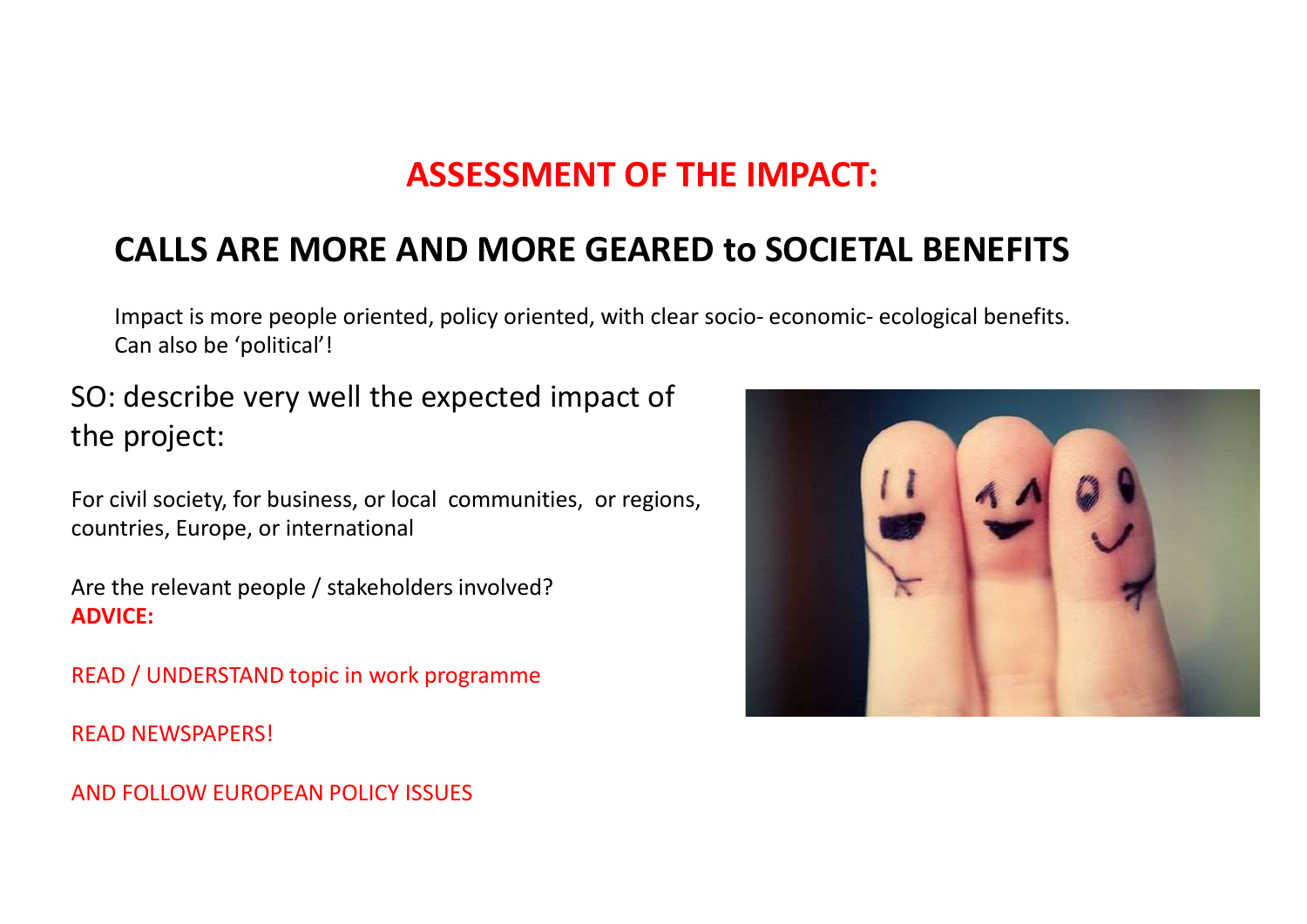# ASSESSMENT OF THE IMPACT:

## CALLS ARE MORE AND MORE GEARED to SOCIETAL BENEFITS

Impact is more people oriented, policy oriented, with clear socio- economic- ecological benefits. Can also be 'political'!

SO: describe very well the expected impact of the project:

For civil society, for business, or local communities, or regions, countries, Europe, or international

Are the relevant people / stakeholders involved?

**ADVICE:**

READ / UNDERSTAND topic in work programme

READ NEWSPAPERS!

AND FOLLOW EUROPEAN POLICY ISSUES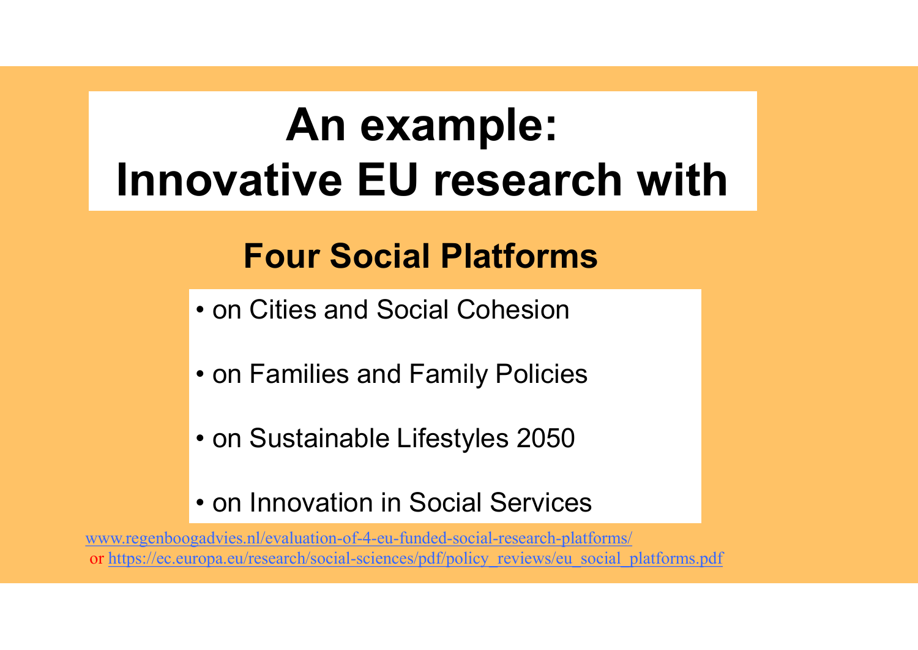# An example: Innovative EU research with

## Four Social Platforms

- on Cities and Social Cohesion
- on Families and Family Policies
- on Sustainable Lifestyles 2050
- on Innovation in Social Services

[www.regenboogadvies.nl/evaluation-of-4-eu-funded-social-research-platforms/](http://www.regenboogadvies.nl/evaluation-of-4-eu-funded-social-research-platforms/)
or [https://ec.europa.eu/research/social-sciences/pdf/policy_reviews/eu_social_platforms.pdf](https://ec.europa.eu/research/social-sciences/pdf/policy_reviews/eu_social_platforms.pdf)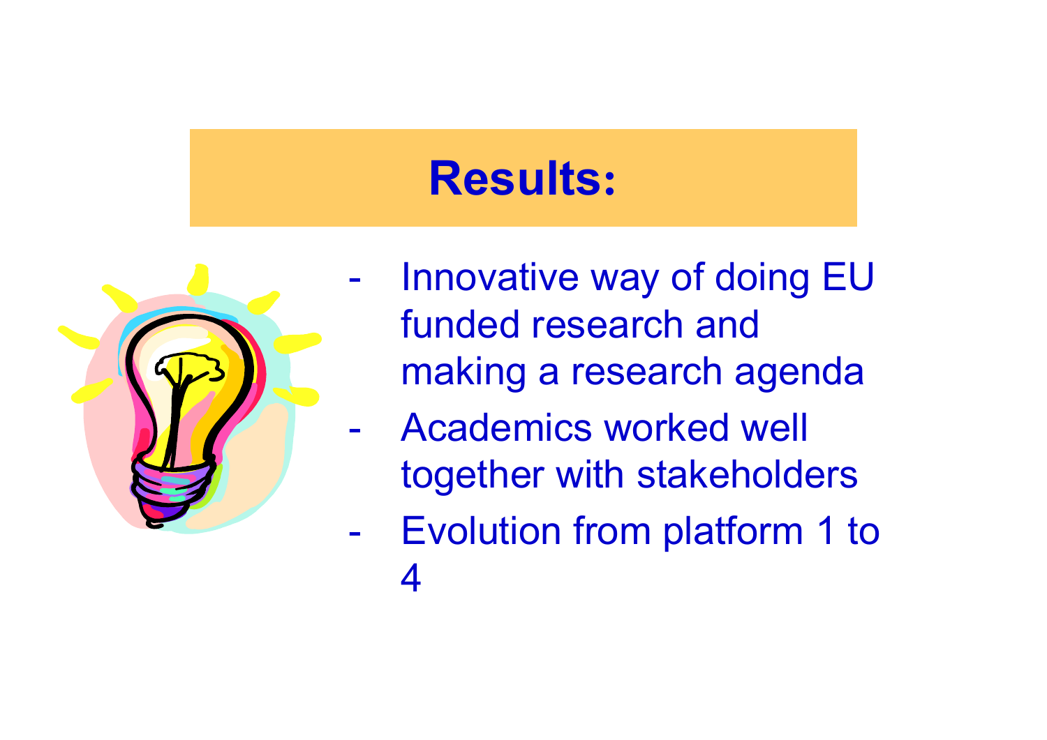# Results:

- Innovative way of doing EU funded research and making a research agenda
- Academics worked well together with stakeholders
- Evolution from platform 1 to 4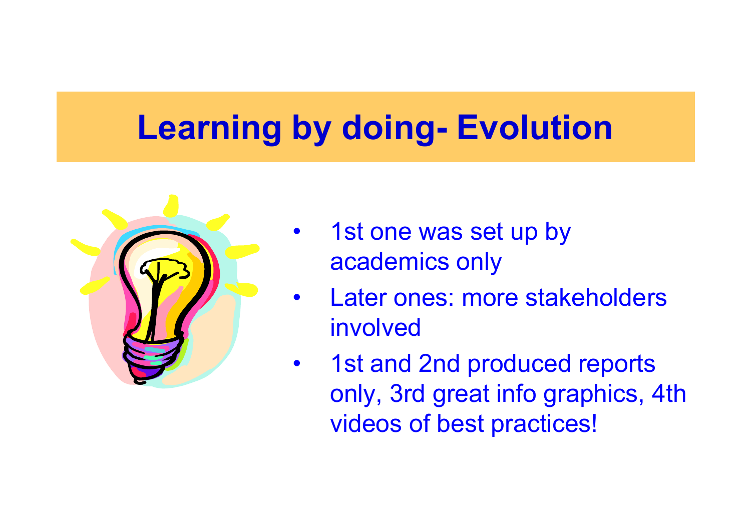# Learning by doing- Evolution

- 1st one was set up by academics only
- Later ones: more stakeholders involved
- 1st and 2nd produced reports only, 3rd great info graphics, 4th videos of best practices!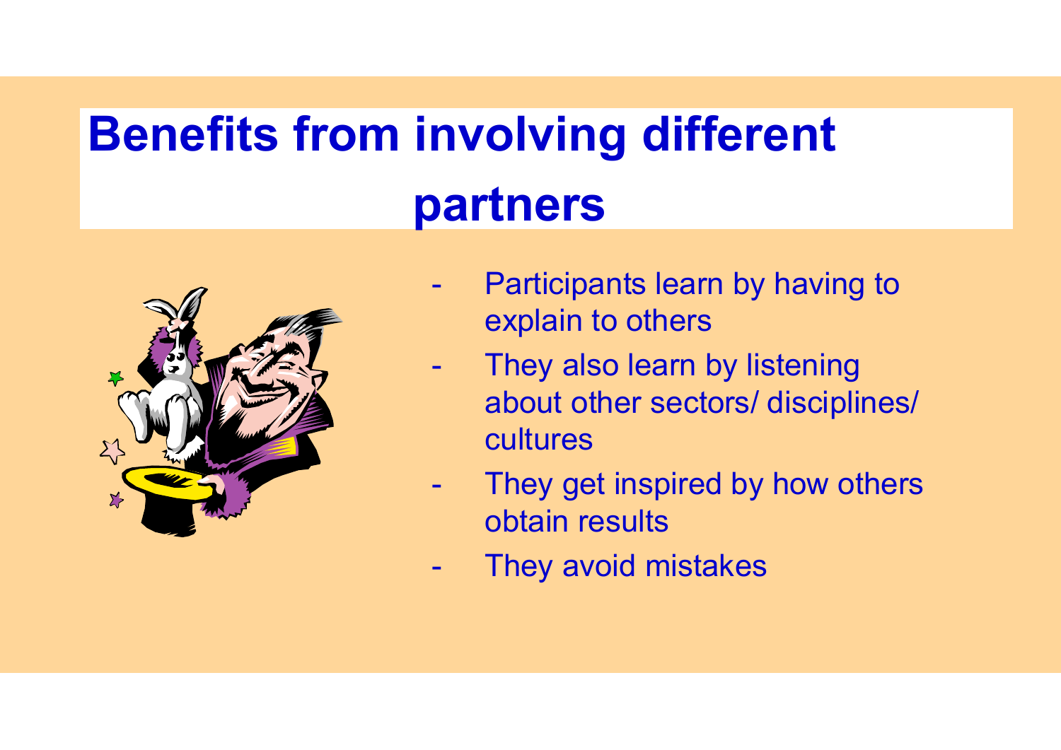# Benefits from involving different partners

- Participants learn by having to explain to others
- They also learn by listening about other sectors/ disciplines/ cultures
- They get inspired by how others obtain results
- They avoid mistakes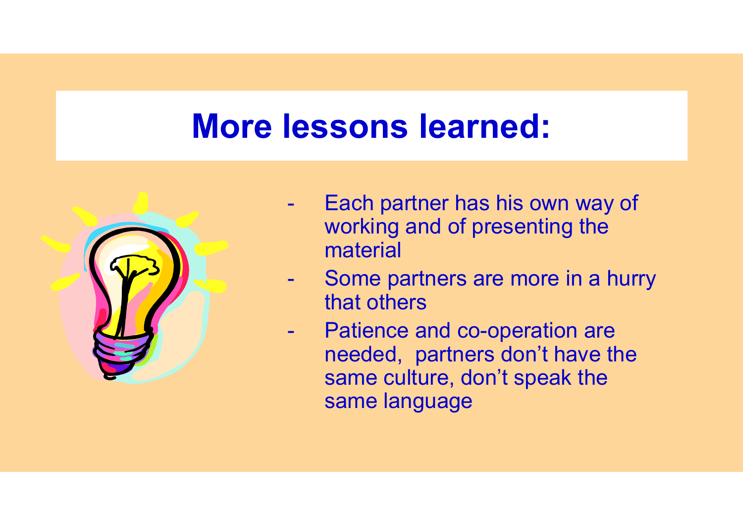# More lessons learned:

- Each partner has his own way of working and of presenting the material
- Some partners are more in a hurry that others
- Patience and co-operation are needed, partners don't have the same culture, don't speak the same language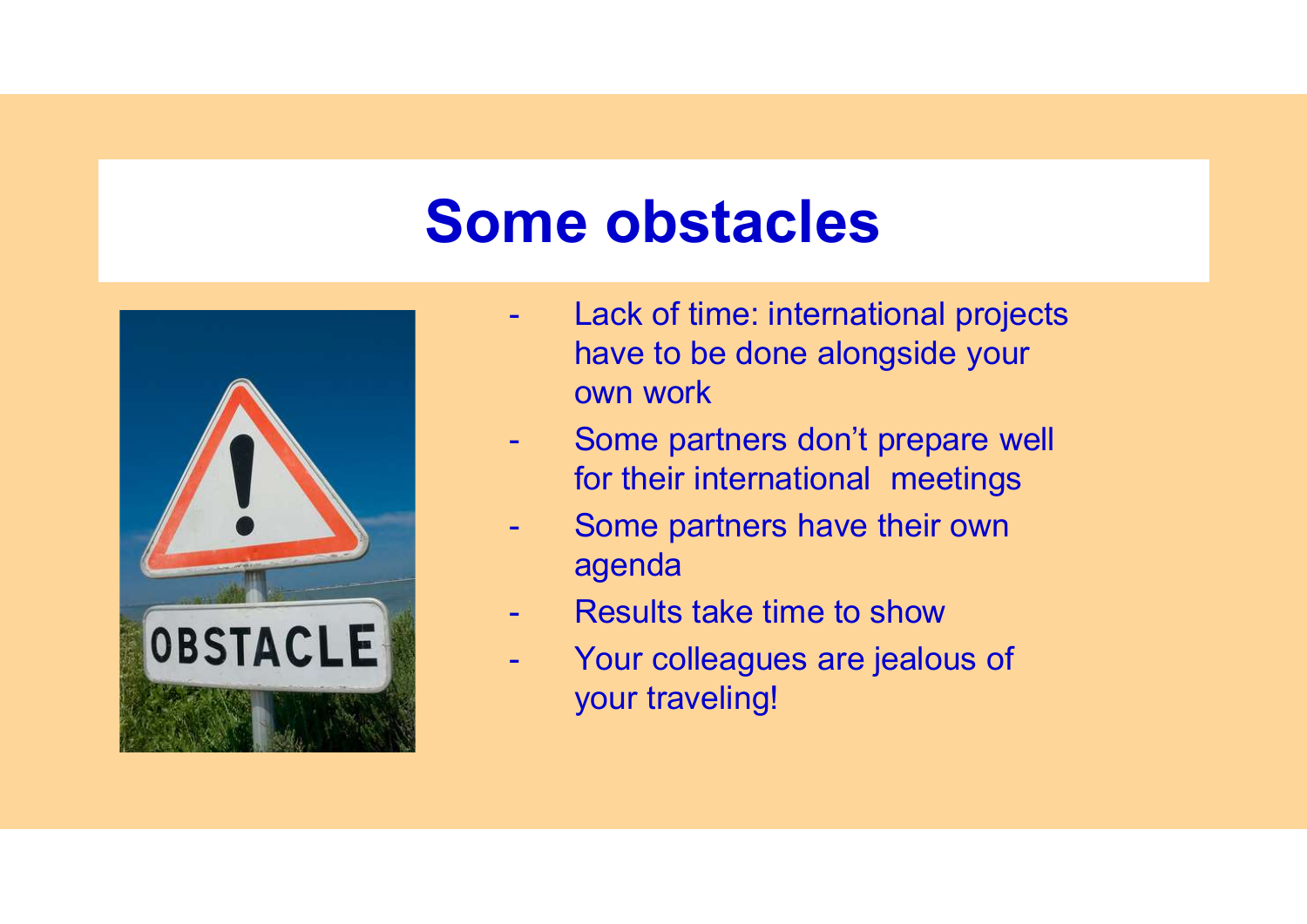# Some obstacles

- Lack of time: international projects have to be done alongside your own work
- Some partners don't prepare well for their international meetings
- Some partners have their own agenda
- Results take time to show
- Your colleagues are jealous of your traveling!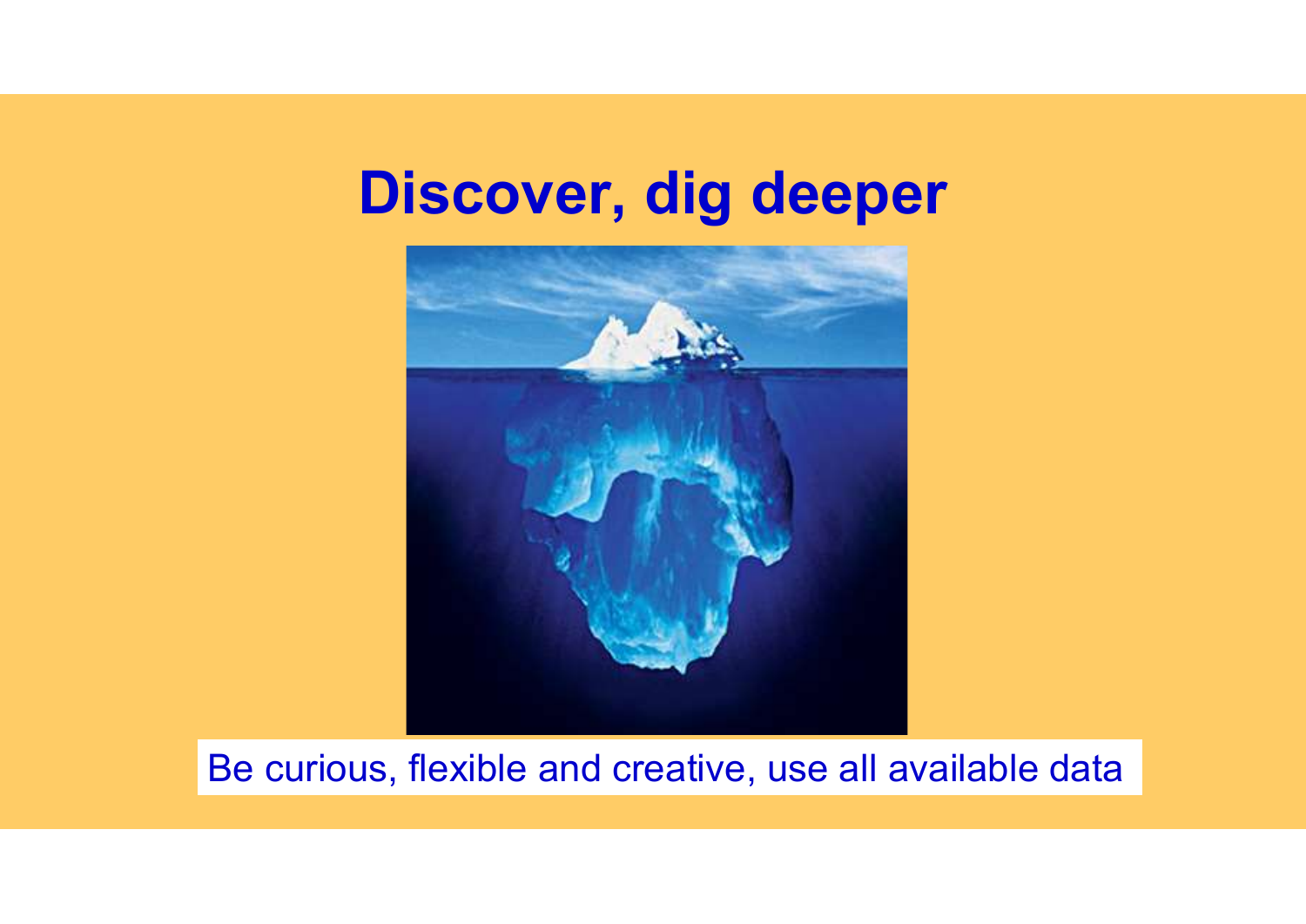# Discover, dig deeper

Be curious, flexible and creative, use all available data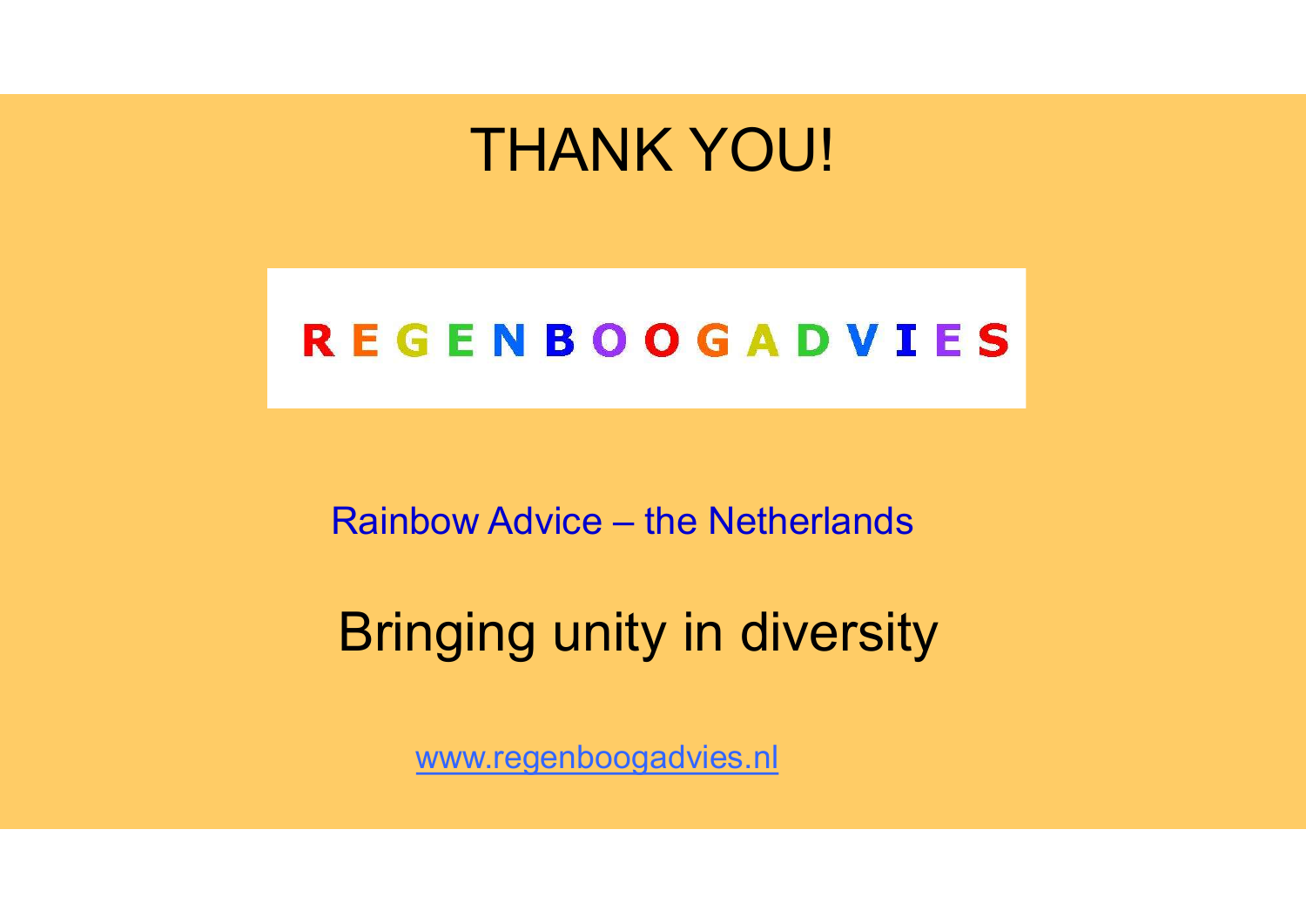# THANK YOU!

REGENBOOGADVIES

Rainbow Advice – the Netherlands

Bringing unity in diversity

www.regenboogadvies.nl